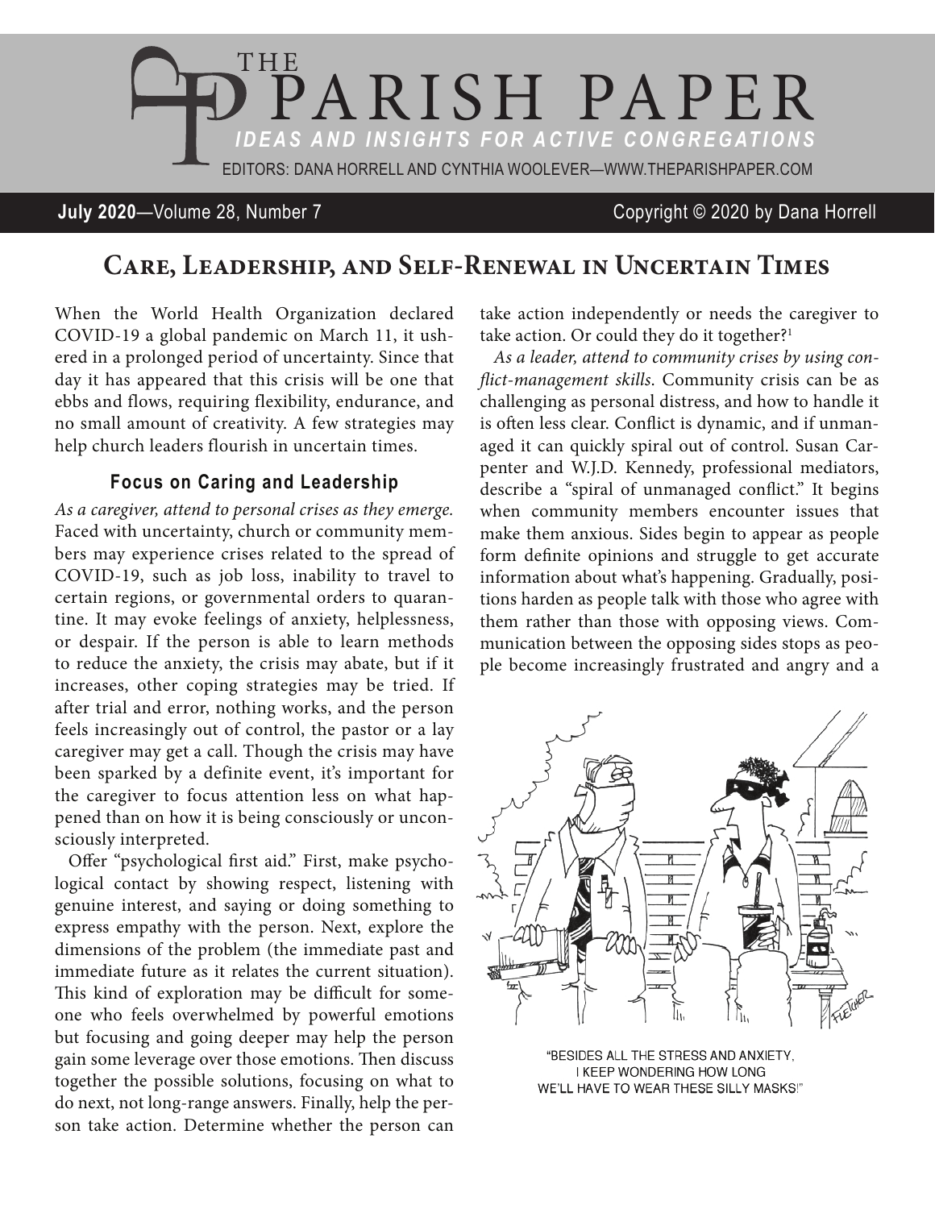# THE PARISH PAPER

*IDEAS AND INSIGHTS FOR ACTIVE CONGREGATIONS*

EDITORS: DANA HORRELL AND CYNTHIA WOOLEVER—WWW.THEPARISHPAPER.COM

**July 2020**—Volume 28, Number 7

Copyright © 2020 by Dana Horrell

## Care, Leadership, and Self-Renewal in Uncertain Times

When the World Health Organization declared COVID-19 a global pandemic on March 11, it ushered in a prolonged period of uncertainty. Since that day it has appeared that this crisis will be one that ebbs and flows, requiring flexibility, endurance, and no small amount of creativity. A few strategies may help church leaders flourish in uncertain times.

### Focus on Caring and Leadership

*As a caregiver, attend to personal crises as they emerge.* Faced with uncertainty, church or community members may experience crises related to the spread of COVID-19, such as job loss, inability to travel to certain regions, or governmental orders to quarantine. It may evoke feelings of anxiety, helplessness, or despair. If the person is able to learn methods to reduce the anxiety, the crisis may abate, but if it increases, other coping strategies may be tried. If after trial and error, nothing works, and the person feels increasingly out of control, the pastor or a lay caregiver may get a call. Though the crisis may have been sparked by a definite event, it's important for the caregiver to focus attention less on what happened than on how it is being consciously or unconsciously interpreted.

Offer "psychological first aid." First, make psychological contact by showing respect, listening with genuine interest, and saying or doing something to express empathy with the person. Next, explore the dimensions of the problem (the immediate past and immediate future as it relates the current situation). This kind of exploration may be difficult for someone who feels overwhelmed by powerful emotions but focusing and going deeper may help the person gain some leverage over those emotions. Then discuss together the possible solutions, focusing on what to do next, not long-range answers. Finally, help the person take action. Determine whether the person can take action independently or needs the caregiver to take action. Or could they do it together?[1]

*As a leader, attend to community crises by using conflict-management skills.* Community crisis can be as challenging as personal distress, and how to handle it is often less clear. Conflict is dynamic, and if unmanaged it can quickly spiral out of control. Susan Carpenter and W.J.D. Kennedy, professional mediators, describe a "spiral of unmanaged conflict." It begins when community members encounter issues that make them anxious. Sides begin to appear as people form definite opinions and struggle to get accurate information about what's happening. Gradually, positions harden as people talk with those who agree with them rather than those with opposing views. Communication between the opposing sides stops as people become increasingly frustrated and angry and a

"BESIDES ALL THE STRESS AND ANXIETY, I KEEP WONDERING HOW LONG WE'LL HAVE TO WEAR THESE SILLY MASKS!"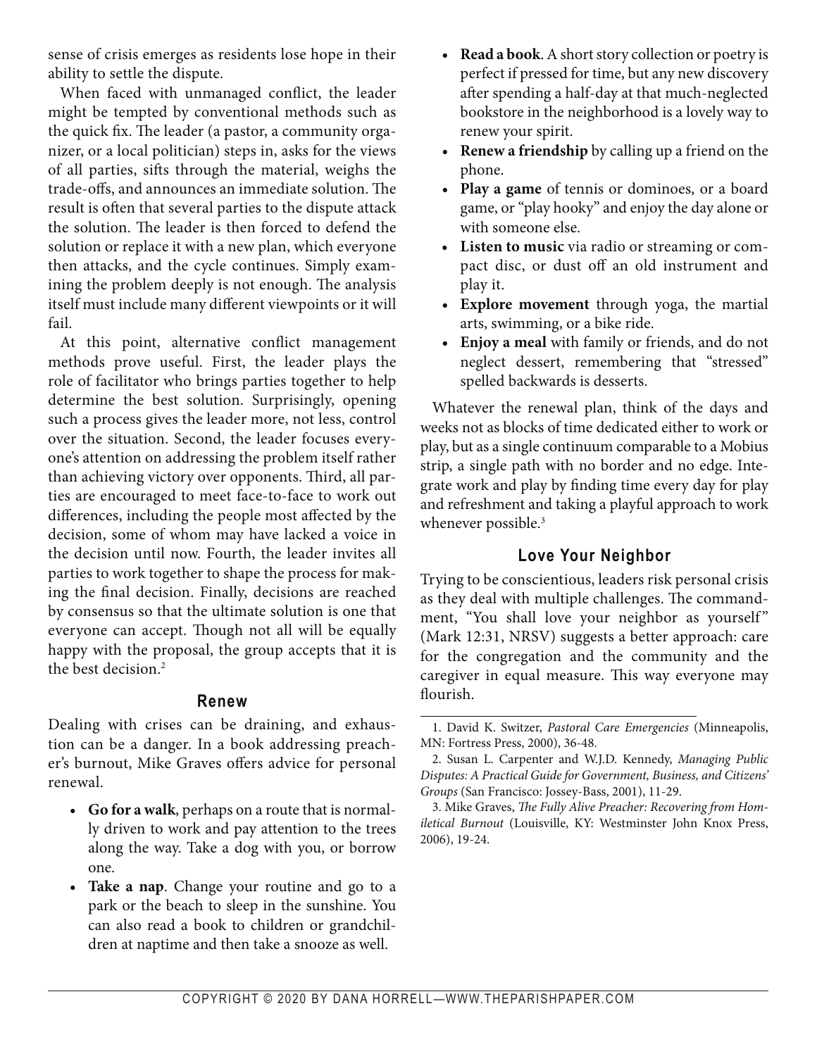sense of crisis emerges as residents lose hope in their ability to settle the dispute.

When faced with unmanaged conflict, the leader might be tempted by conventional methods such as the quick fix. The leader (a pastor, a community organizer, or a local politician) steps in, asks for the views of all parties, sifts through the material, weighs the trade-offs, and announces an immediate solution. The result is often that several parties to the dispute attack the solution. The leader is then forced to defend the solution or replace it with a new plan, which everyone then attacks, and the cycle continues. Simply examining the problem deeply is not enough. The analysis itself must include many different viewpoints or it will fail.

At this point, alternative conflict management methods prove useful. First, the leader plays the role of facilitator who brings parties together to help determine the best solution. Surprisingly, opening such a process gives the leader more, not less, control over the situation. Second, the leader focuses everyone's attention on addressing the problem itself rather than achieving victory over opponents. Third, all parties are encouraged to meet face-to-face to work out differences, including the people most affected by the decision, some of whom may have lacked a voice in the decision until now. Fourth, the leader invites all parties to work together to shape the process for making the final decision. Finally, decisions are reached by consensus so that the ultimate solution is one that everyone can accept. Though not all will be equally happy with the proposal, the group accepts that it is the best decision.[2]

## Renew

Dealing with crises can be draining, and exhaustion can be a danger. In a book addressing preacher's burnout, Mike Graves offers advice for personal renewal.

- **Go for a walk**, perhaps on a route that is normally driven to work and pay attention to the trees along the way. Take a dog with you, or borrow one.
- **Take a nap**. Change your routine and go to a park or the beach to sleep in the sunshine. You can also read a book to children or grandchildren at naptime and then take a snooze as well.
- **Read a book**. A short story collection or poetry is perfect if pressed for time, but any new discovery after spending a half-day at that much-neglected bookstore in the neighborhood is a lovely way to renew your spirit.
- **Renew a friendship** by calling up a friend on the phone.
- **Play a game** of tennis or dominoes, or a board game, or "play hooky" and enjoy the day alone or with someone else.
- **Listen to music** via radio or streaming or compact disc, or dust off an old instrument and play it.
- **Explore movement** through yoga, the martial arts, swimming, or a bike ride.
- **Enjoy a meal** with family or friends, and do not neglect dessert, remembering that "stressed" spelled backwards is desserts.

Whatever the renewal plan, think of the days and weeks not as blocks of time dedicated either to work or play, but as a single continuum comparable to a Mobius strip, a single path with no border and no edge. Integrate work and play by finding time every day for play and refreshment and taking a playful approach to work whenever possible.[3]

## Love Your Neighbor

Trying to be conscientious, leaders risk personal crisis as they deal with multiple challenges. The commandment, "You shall love your neighbor as yourself" (Mark 12:31, NRSV) suggests a better approach: care for the congregation and the community and the caregiver in equal measure. This way everyone may flourish.

---

1. David K. Switzer, *Pastoral Care Emergencies* (Minneapolis, MN: Fortress Press, 2000), 36-48.

2. Susan L. Carpenter and W.J.D. Kennedy, *Managing Public Disputes: A Practical Guide for Government, Business, and Citizens' Groups* (San Francisco: Jossey-Bass, 2001), 11-29.

3. Mike Graves, *The Fully Alive Preacher: Recovering from Homiletical Burnout* (Louisville, KY: Westminster John Knox Press, 2006), 19-24.

COPYRIGHT © 2020 BY DANA HORRELL—WWW.THEPARISHPAPER.COM